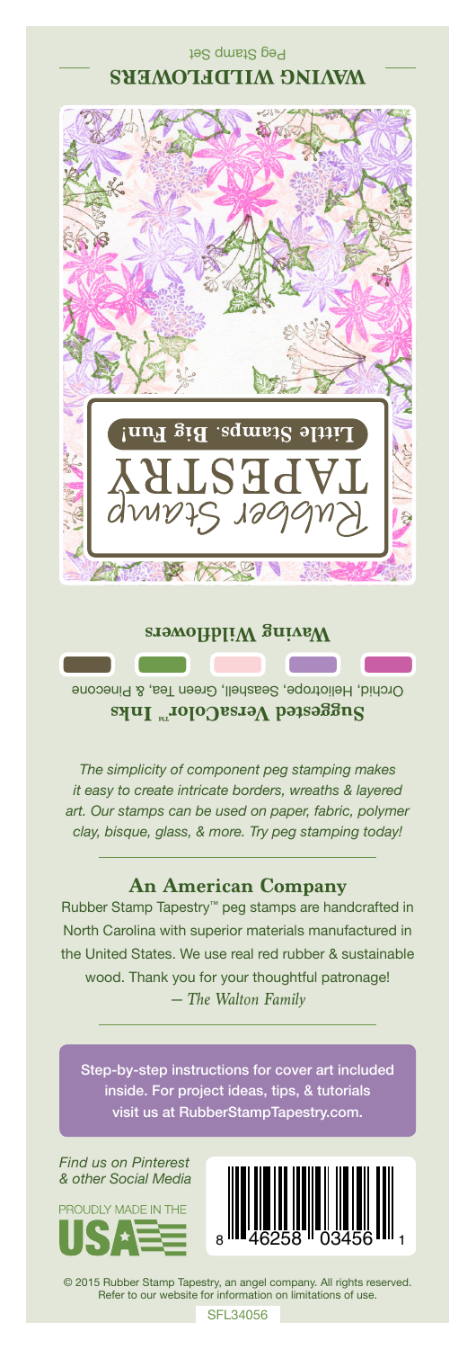## WAVING WILDFLOWERS

Peg Stamp Set

Rubber Stamp TAPESTRY

**Little Stamps. Big Fun!**

**Waving Wildflowers**

**Suggested VersaColor™ Inks**

Orchid, Heliotrope, Seashell, Green Tea, & Pinecone

*The simplicity of component peg stamping makes it easy to create intricate borders, wreaths & layered art. Our stamps can be used on paper, fabric, polymer clay, bisque, glass, & more. Try peg stamping today!*

### An American Company

Rubber Stamp Tapestry™ peg stamps are handcrafted in North Carolina with superior materials manufactured in the United States. We use real red rubber & sustainable wood. Thank you for your thoughtful patronage!

*— The Walton Family*

Step-by-step instructions for cover art included inside. For project ideas, tips, & tutorials visit us at RubberStampTapestry.com.

*Find us on Pinterest & other Social Media*

PROUDLY MADE IN THE USA

8 46258 03456 1

© 2015 Rubber Stamp Tapestry, an angel company. All rights reserved. Refer to our website for information on limitations of use.

SFL34056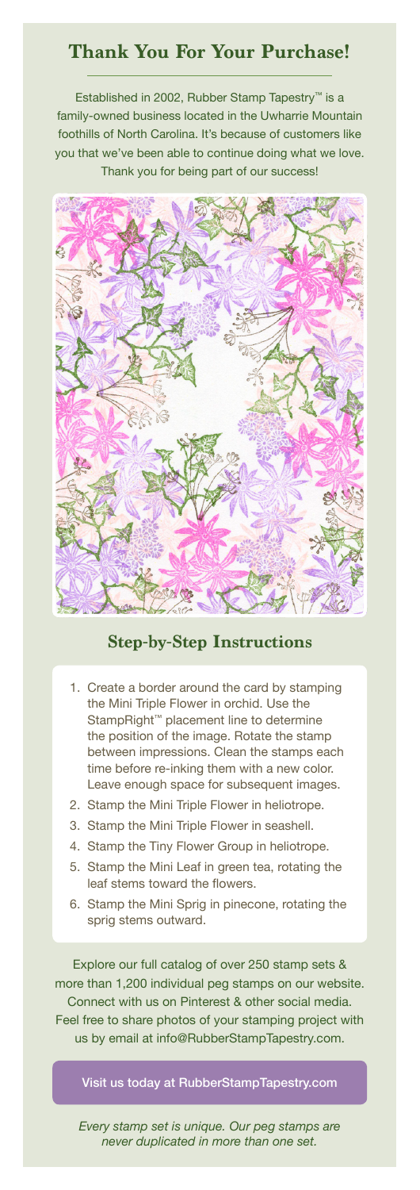## Thank You For Your Purchase!

Established in 2002, Rubber Stamp Tapestry™ is a family-owned business located in the Uwharrie Mountain foothills of North Carolina. It's because of customers like you that we've been able to continue doing what we love. Thank you for being part of our success!

## Step-by-Step Instructions

1. Create a border around the card by stamping the Mini Triple Flower in orchid. Use the StampRight™ placement line to determine the position of the image. Rotate the stamp between impressions. Clean the stamps each time before re-inking them with a new color. Leave enough space for subsequent images.
2. Stamp the Mini Triple Flower in heliotrope.
3. Stamp the Mini Triple Flower in seashell.
4. Stamp the Tiny Flower Group in heliotrope.
5. Stamp the Mini Leaf in green tea, rotating the leaf stems toward the flowers.
6. Stamp the Mini Sprig in pinecone, rotating the sprig stems outward.

Explore our full catalog of over 250 stamp sets & more than 1,200 individual peg stamps on our website. Connect with us on Pinterest & other social media. Feel free to share photos of your stamping project with us by email at info@RubberStampTapestry.com.

Visit us today at RubberStampTapestry.com

*Every stamp set is unique. Our peg stamps are never duplicated in more than one set.*